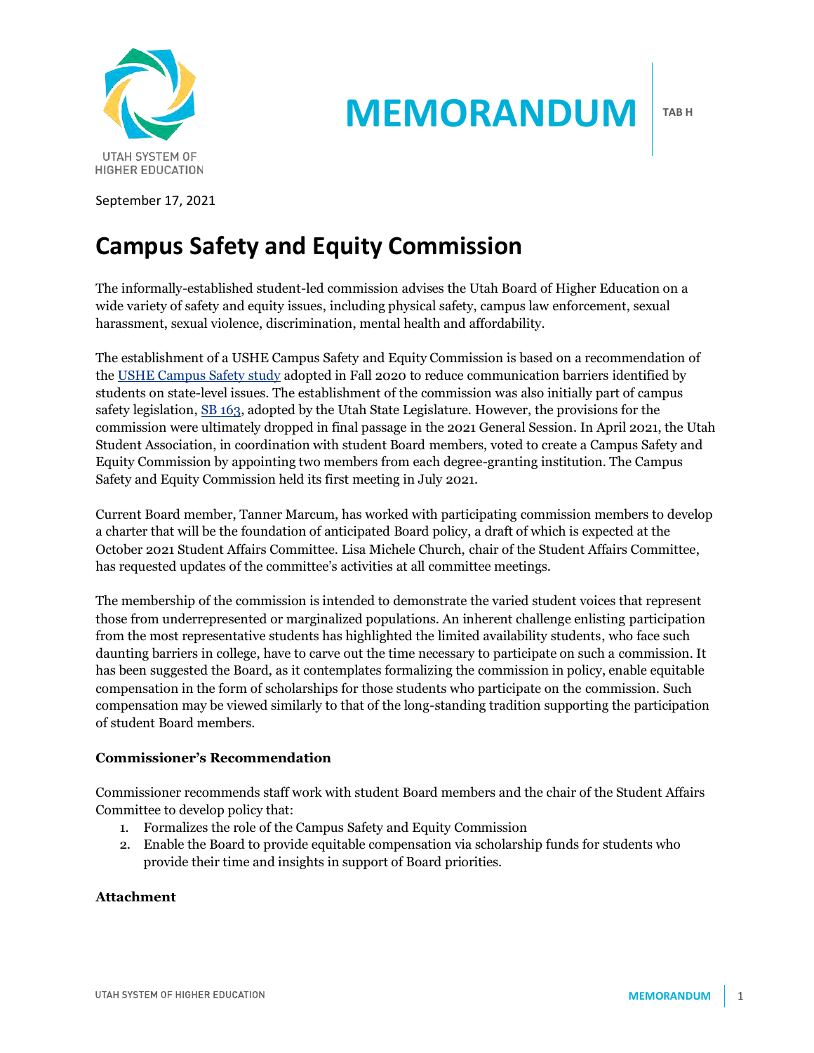# MEMORANDUM

TAB H

September 17, 2021

## Campus Safety and Equity Commission

The informally-established student-led commission advises the Utah Board of Higher Education on a wide variety of safety and equity issues, including physical safety, campus law enforcement, sexual harassment, sexual violence, discrimination, mental health and affordability.

The establishment of a USHE Campus Safety and Equity Commission is based on a recommendation of the USHE Campus Safety study adopted in Fall 2020 to reduce communication barriers identified by students on state-level issues. The establishment of the commission was also initially part of campus safety legislation, SB 163, adopted by the Utah State Legislature. However, the provisions for the commission were ultimately dropped in final passage in the 2021 General Session. In April 2021, the Utah Student Association, in coordination with student Board members, voted to create a Campus Safety and Equity Commission by appointing two members from each degree-granting institution. The Campus Safety and Equity Commission held its first meeting in July 2021.

Current Board member, Tanner Marcum, has worked with participating commission members to develop a charter that will be the foundation of anticipated Board policy, a draft of which is expected at the October 2021 Student Affairs Committee. Lisa Michele Church, chair of the Student Affairs Committee, has requested updates of the committee's activities at all committee meetings.

The membership of the commission is intended to demonstrate the varied student voices that represent those from underrepresented or marginalized populations. An inherent challenge enlisting participation from the most representative students has highlighted the limited availability students, who face such daunting barriers in college, have to carve out the time necessary to participate on such a commission. It has been suggested the Board, as it contemplates formalizing the commission in policy, enable equitable compensation in the form of scholarships for those students who participate on the commission. Such compensation may be viewed similarly to that of the long-standing tradition supporting the participation of student Board members.

**Commissioner's Recommendation**

Commissioner recommends staff work with student Board members and the chair of the Student Affairs Committee to develop policy that:

1. Formalizes the role of the Campus Safety and Equity Commission
2. Enable the Board to provide equitable compensation via scholarship funds for students who provide their time and insights in support of Board priorities.

**Attachment**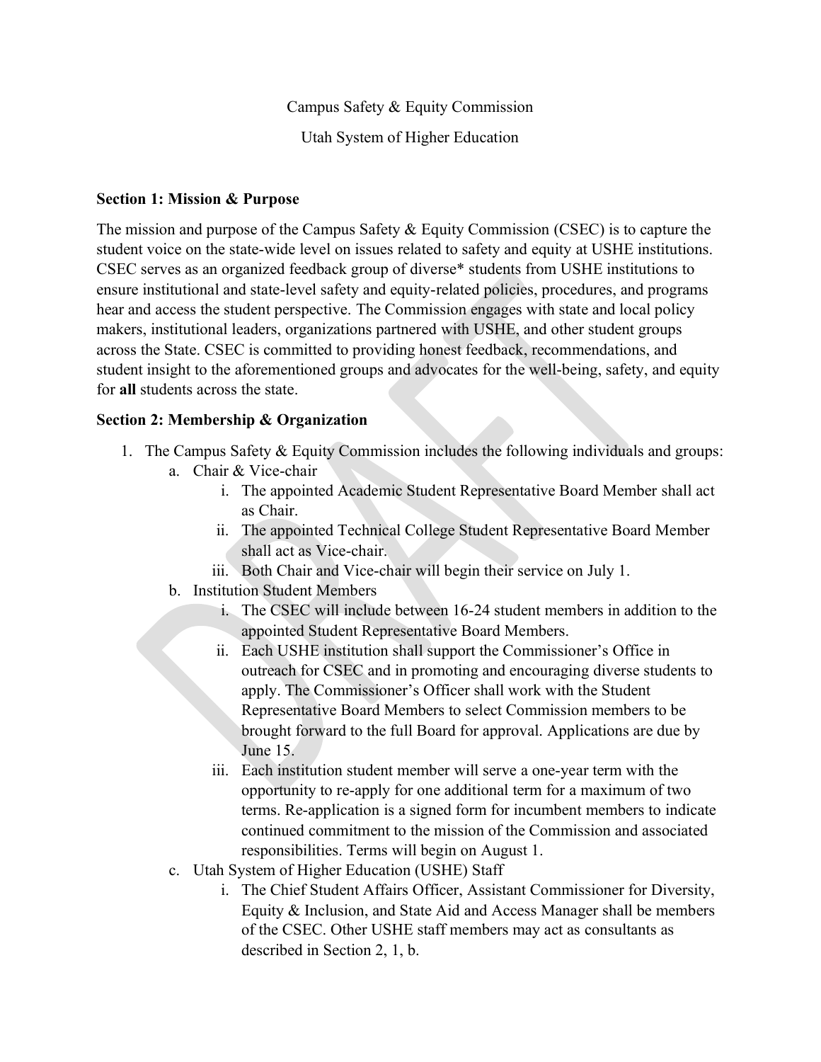Campus Safety & Equity Commission

Utah System of Higher Education

**Section 1: Mission & Purpose**

The mission and purpose of the Campus Safety & Equity Commission (CSEC) is to capture the student voice on the state-wide level on issues related to safety and equity at USHE institutions. CSEC serves as an organized feedback group of diverse* students from USHE institutions to ensure institutional and state-level safety and equity-related policies, procedures, and programs hear and access the student perspective. The Commission engages with state and local policy makers, institutional leaders, organizations partnered with USHE, and other student groups across the State. CSEC is committed to providing honest feedback, recommendations, and student insight to the aforementioned groups and advocates for the well-being, safety, and equity for **all** students across the state.

**Section 2: Membership & Organization**

1. The Campus Safety & Equity Commission includes the following individuals and groups:
   a. Chair & Vice-chair
      i. The appointed Academic Student Representative Board Member shall act as Chair.
      ii. The appointed Technical College Student Representative Board Member shall act as Vice-chair.
      iii. Both Chair and Vice-chair will begin their service on July 1.
   b. Institution Student Members
      i. The CSEC will include between 16-24 student members in addition to the appointed Student Representative Board Members.
      ii. Each USHE institution shall support the Commissioner's Office in outreach for CSEC and in promoting and encouraging diverse students to apply. The Commissioner's Officer shall work with the Student Representative Board Members to select Commission members to be brought forward to the full Board for approval. Applications are due by June 15.
      iii. Each institution student member will serve a one-year term with the opportunity to re-apply for one additional term for a maximum of two terms. Re-application is a signed form for incumbent members to indicate continued commitment to the mission of the Commission and associated responsibilities. Terms will begin on August 1.
   c. Utah System of Higher Education (USHE) Staff
      i. The Chief Student Affairs Officer, Assistant Commissioner for Diversity, Equity & Inclusion, and State Aid and Access Manager shall be members of the CSEC. Other USHE staff members may act as consultants as described in Section 2, 1, b.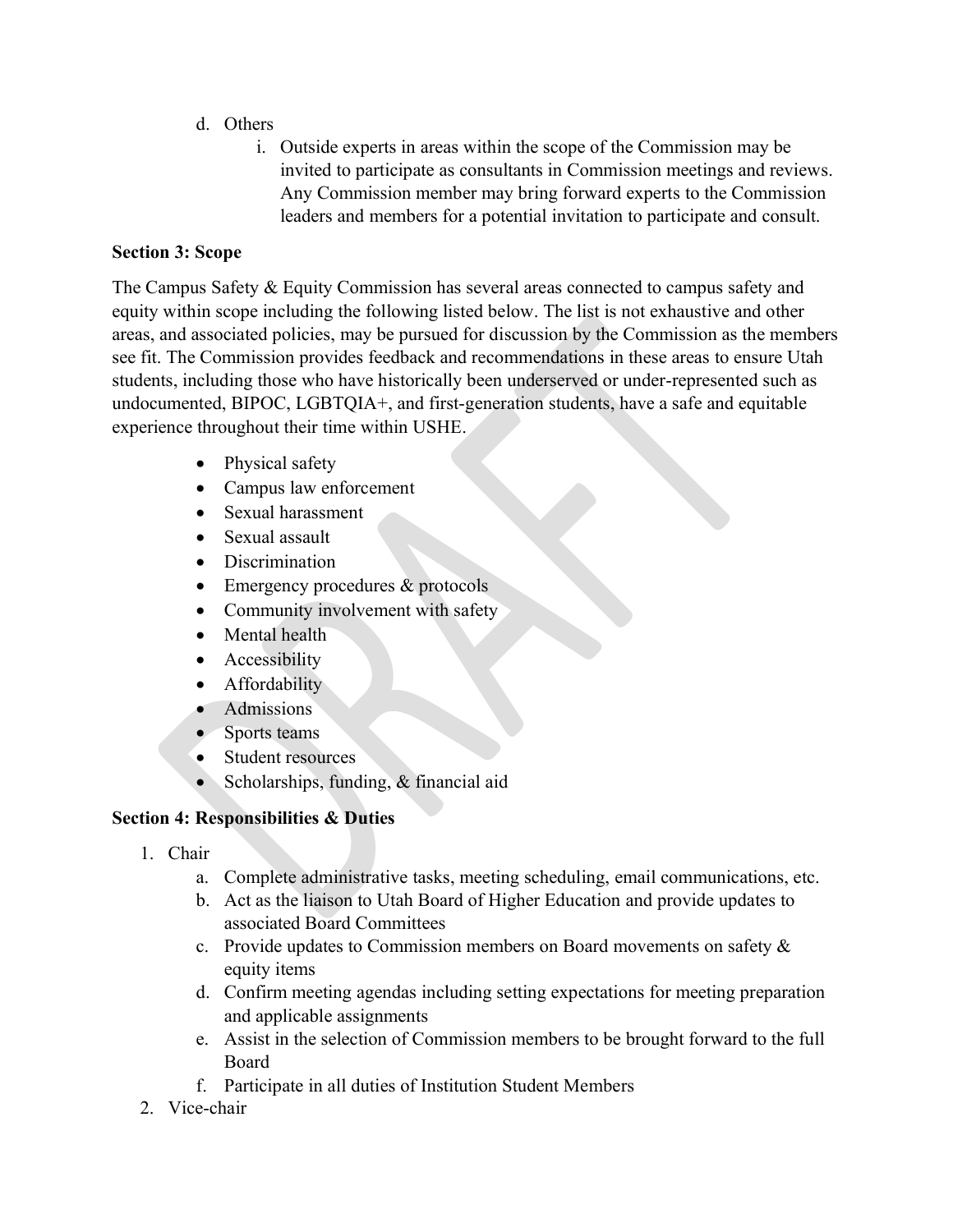d. Others
    i. Outside experts in areas within the scope of the Commission may be invited to participate as consultants in Commission meetings and reviews. Any Commission member may bring forward experts to the Commission leaders and members for a potential invitation to participate and consult.

**Section 3: Scope**

The Campus Safety & Equity Commission has several areas connected to campus safety and equity within scope including the following listed below. The list is not exhaustive and other areas, and associated policies, may be pursued for discussion by the Commission as the members see fit. The Commission provides feedback and recommendations in these areas to ensure Utah students, including those who have historically been underserved or under-represented such as undocumented, BIPOC, LGBTQIA+, and first-generation students, have a safe and equitable experience throughout their time within USHE.

- Physical safety
- Campus law enforcement
- Sexual harassment
- Sexual assault
- Discrimination
- Emergency procedures & protocols
- Community involvement with safety
- Mental health
- Accessibility
- Affordability
- Admissions
- Sports teams
- Student resources
- Scholarships, funding, & financial aid

**Section 4: Responsibilities & Duties**

1. Chair
    a. Complete administrative tasks, meeting scheduling, email communications, etc.
    b. Act as the liaison to Utah Board of Higher Education and provide updates to associated Board Committees
    c. Provide updates to Commission members on Board movements on safety & equity items
    d. Confirm meeting agendas including setting expectations for meeting preparation and applicable assignments
    e. Assist in the selection of Commission members to be brought forward to the full Board
    f. Participate in all duties of Institution Student Members
2. Vice-chair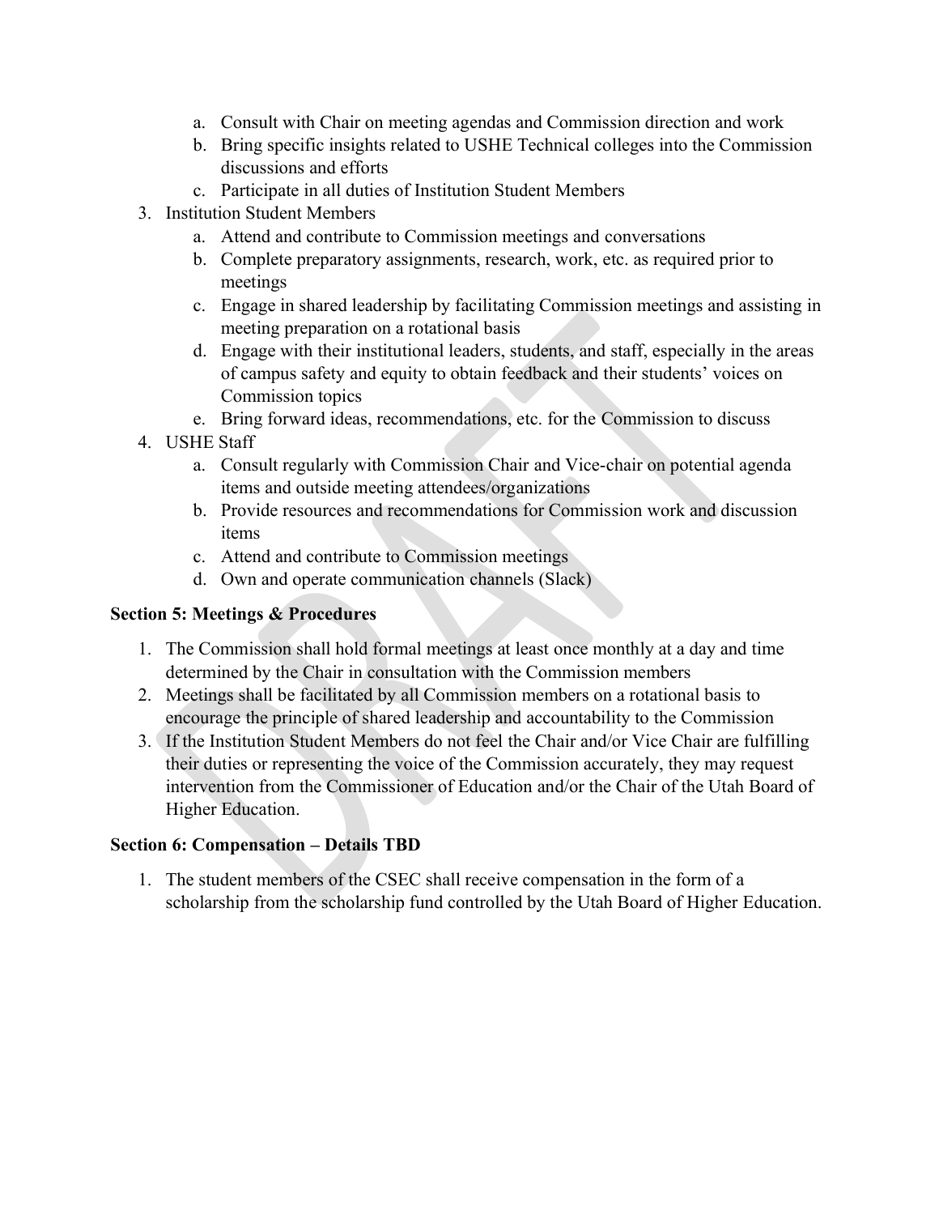a. Consult with Chair on meeting agendas and Commission direction and work
   b. Bring specific insights related to USHE Technical colleges into the Commission discussions and efforts
   c. Participate in all duties of Institution Student Members
3. Institution Student Members
   a. Attend and contribute to Commission meetings and conversations
   b. Complete preparatory assignments, research, work, etc. as required prior to meetings
   c. Engage in shared leadership by facilitating Commission meetings and assisting in meeting preparation on a rotational basis
   d. Engage with their institutional leaders, students, and staff, especially in the areas of campus safety and equity to obtain feedback and their students' voices on Commission topics
   e. Bring forward ideas, recommendations, etc. for the Commission to discuss
4. USHE Staff
   a. Consult regularly with Commission Chair and Vice-chair on potential agenda items and outside meeting attendees/organizations
   b. Provide resources and recommendations for Commission work and discussion items
   c. Attend and contribute to Commission meetings
   d. Own and operate communication channels (Slack)

**Section 5: Meetings & Procedures**

1. The Commission shall hold formal meetings at least once monthly at a day and time determined by the Chair in consultation with the Commission members
2. Meetings shall be facilitated by all Commission members on a rotational basis to encourage the principle of shared leadership and accountability to the Commission
3. If the Institution Student Members do not feel the Chair and/or Vice Chair are fulfilling their duties or representing the voice of the Commission accurately, they may request intervention from the Commissioner of Education and/or the Chair of the Utah Board of Higher Education.

**Section 6: Compensation – Details TBD**

1. The student members of the CSEC shall receive compensation in the form of a scholarship from the scholarship fund controlled by the Utah Board of Higher Education.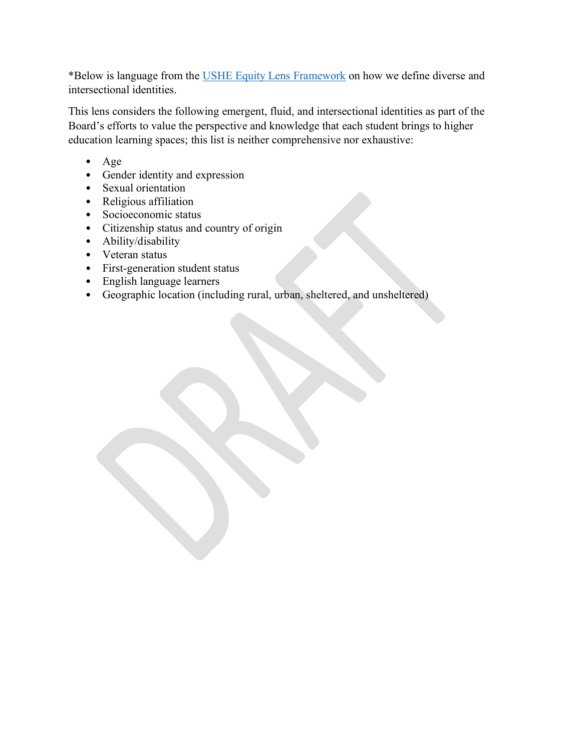*Below is language from the [USHE Equity Lens Framework] on how we define diverse and intersectional identities.

This lens considers the following emergent, fluid, and intersectional identities as part of the Board's efforts to value the perspective and knowledge that each student brings to higher education learning spaces; this list is neither comprehensive nor exhaustive:

- Age
- Gender identity and expression
- Sexual orientation
- Religious affiliation
- Socioeconomic status
- Citizenship status and country of origin
- Ability/disability
- Veteran status
- First-generation student status
- English language learners
- Geographic location (including rural, urban, sheltered, and unsheltered)